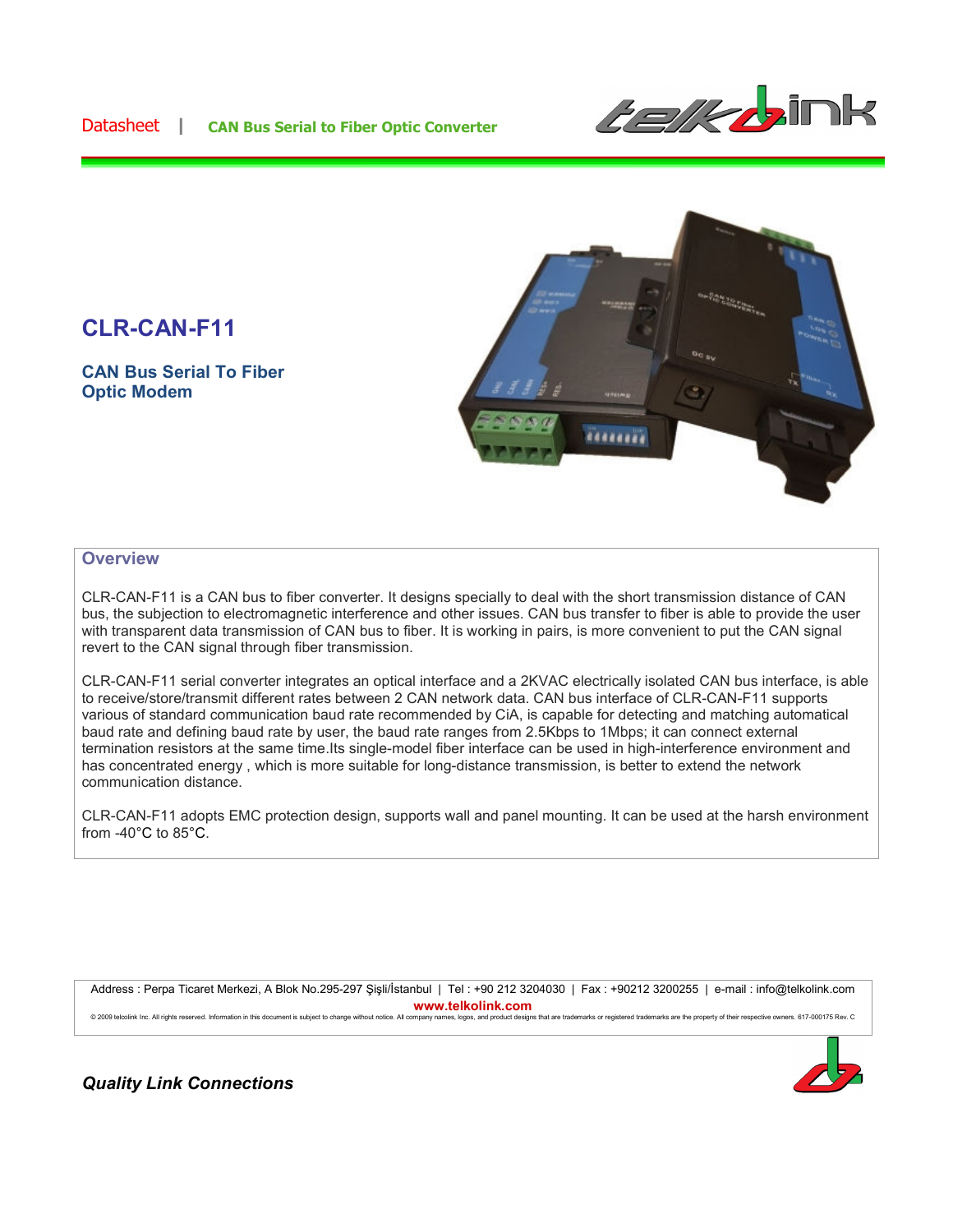# CLR-CAN-F11

## CAN Bus Serial To Fiber Optic Modem

## Overview

CLR-CAN-F11 is a CAN bus to fiber converter. It designs specially to deal with the short transmission distance of CAN bus, the subjection to electromagnetic interference and other issues. CAN bus transfer to fiber is able to provide the user with transparent data transmission of CAN bus to fiber. It is working in pairs, is more convenient to put the CAN signal revert to the CAN signal through fiber transmission.

CLR-CAN-F11 serial converter integrates an optical interface and a 2KVAC electrically isolated CAN bus interface, is able to receive/store/transmit different rates between 2 CAN network data. CAN bus interface of CLR-CAN-F11 supports various of standard communication baud rate recommended by CiA, is capable for detecting and matching automatical baud rate and defining baud rate by user, the baud rate ranges from 2.5Kbps to 1Mbps; it can connect external termination resistors at the same time.Its single-model fiber interface can be used in high-interference environment and has concentrated energy , which is more suitable for long-distance transmission, is better to extend the network communication distance.

CLR-CAN-F11 adopts EMC protection design, supports wall and panel mounting. It can be used at the harsh environment from -40°C to 85°C.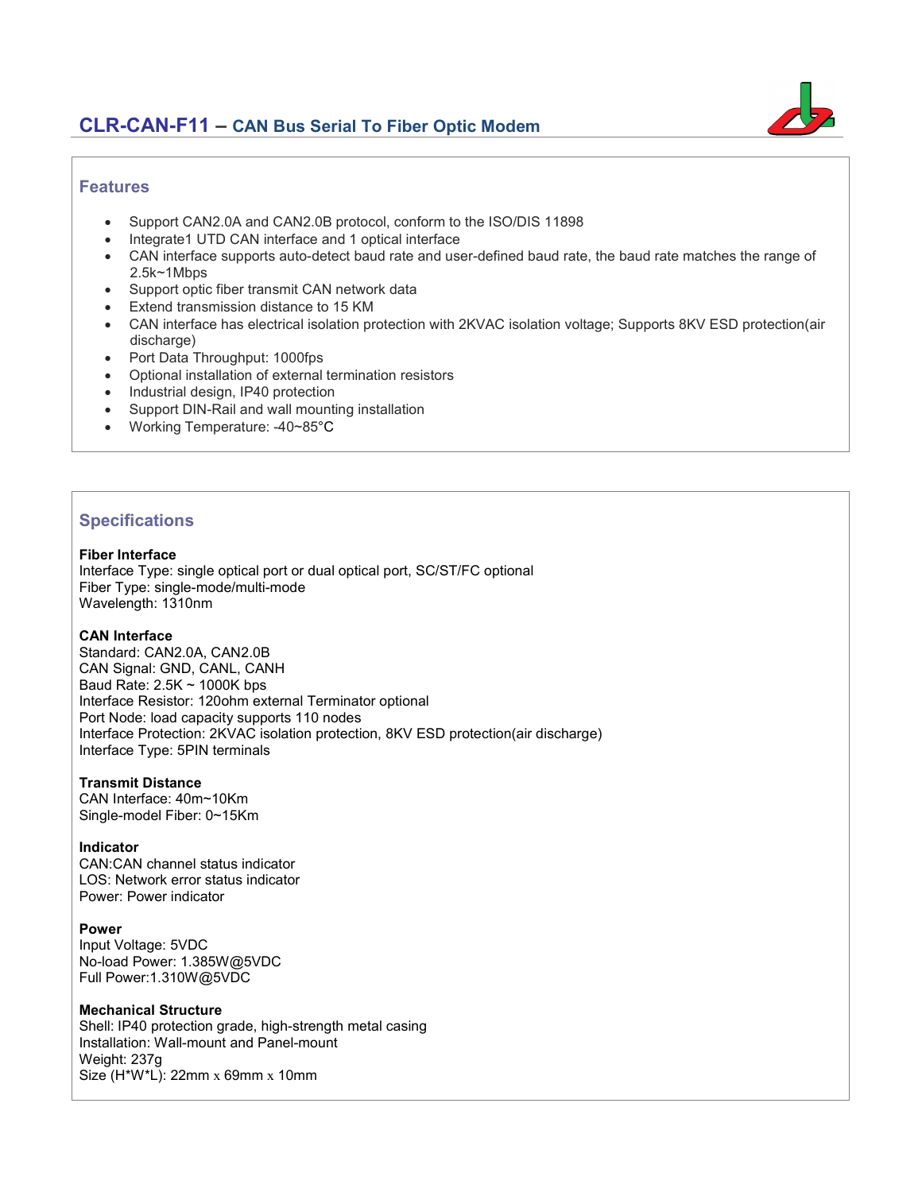## CLR-CAN-F11 – CAN Bus Serial To Fiber Optic Modem

### Features

- Support CAN2.0A and CAN2.0B protocol, conform to the ISO/DIS 11898
- Integrate1 UTD CAN interface and 1 optical interface
- CAN interface supports auto-detect baud rate and user-defined baud rate, the baud rate matches the range of 2.5k~1Mbps
- Support optic fiber transmit CAN network data
- Extend transmission distance to 15 KM
- CAN interface has electrical isolation protection with 2KVAC isolation voltage; Supports 8KV ESD protection(air discharge)
- Port Data Throughput: 1000fps
- Optional installation of external termination resistors
- Industrial design, IP40 protection
- Support DIN-Rail and wall mounting installation
- Working Temperature: -40~85°C

### Specifications

**Fiber Interface**
Interface Type: single optical port or dual optical port, SC/ST/FC optional
Fiber Type: single-mode/multi-mode
Wavelength: 1310nm

**CAN Interface**
Standard: CAN2.0A, CAN2.0B
CAN Signal: GND, CANL, CANH
Baud Rate: 2.5K ~ 1000K bps
Interface Resistor: 120ohm external Terminator optional
Port Node: load capacity supports 110 nodes
Interface Protection: 2KVAC isolation protection, 8KV ESD protection(air discharge)
Interface Type: 5PIN terminals

**Transmit Distance**
CAN Interface: 40m~10Km
Single-model Fiber: 0~15Km

**Indicator**
CAN:CAN channel status indicator
LOS: Network error status indicator
Power: Power indicator

**Power**
Input Voltage: 5VDC
No-load Power: 1.385W@5VDC
Full Power:1.310W@5VDC

**Mechanical Structure**
Shell: IP40 protection grade, high-strength metal casing
Installation: Wall-mount and Panel-mount
Weight: 237g
Size (H*W*L): 22mm x 69mm x 10mm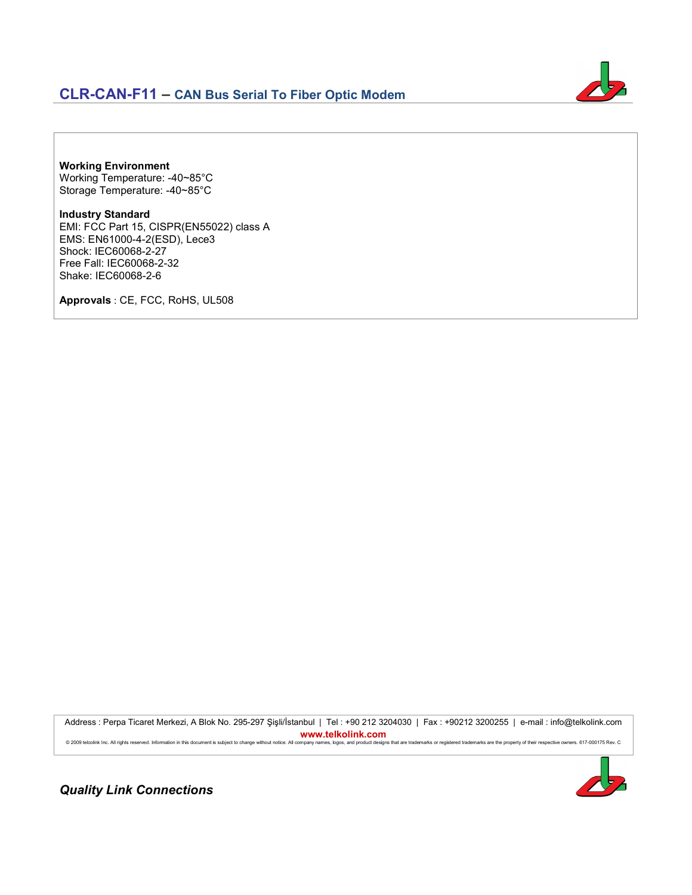**Working Environment**
Working Temperature: -40~85°C
Storage Temperature: -40~85°C

**Industry Standard**
EMI: FCC Part 15, CISPR(EN55022) class A
EMS: EN61000-4-2(ESD), Lece3
Shock: IEC60068-2-27
Free Fall: IEC60068-2-32
Shake: IEC60068-2-6

**Approvals** : CE, FCC, RoHS, UL508